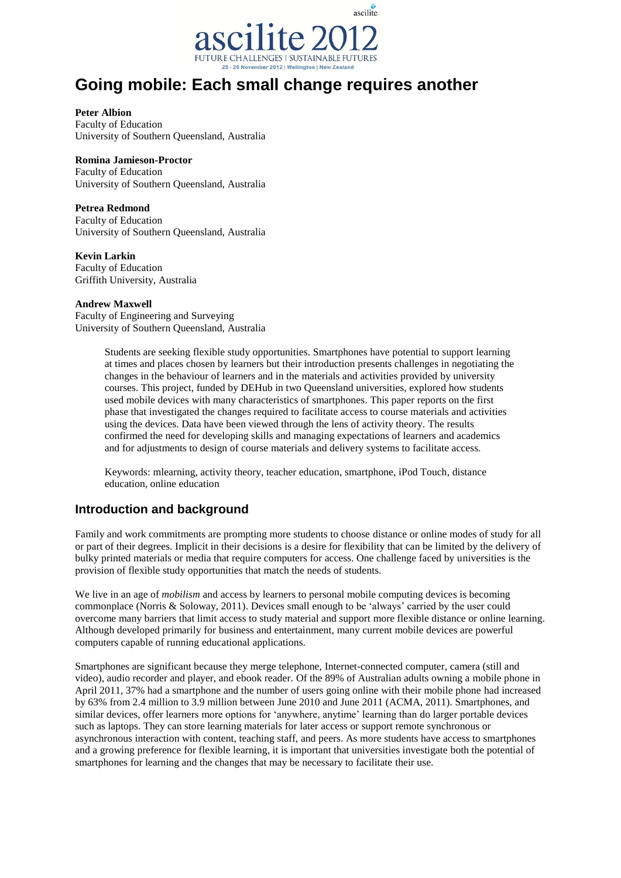# Going mobile: Each small change requires another

**Peter Albion**
Faculty of Education
University of Southern Queensland, Australia

**Romina Jamieson-Proctor**
Faculty of Education
University of Southern Queensland, Australia

**Petrea Redmond**
Faculty of Education
University of Southern Queensland, Australia

**Kevin Larkin**
Faculty of Education
Griffith University, Australia

**Andrew Maxwell**
Faculty of Engineering and Surveying
University of Southern Queensland, Australia

> Students are seeking flexible study opportunities. Smartphones have potential to support learning at times and places chosen by learners but their introduction presents challenges in negotiating the changes in the behaviour of learners and in the materials and activities provided by university courses. This project, funded by DEHub in two Queensland universities, explored how students used mobile devices with many characteristics of smartphones. This paper reports on the first phase that investigated the changes required to facilitate access to course materials and activities using the devices. Data have been viewed through the lens of activity theory. The results confirmed the need for developing skills and managing expectations of learners and academics and for adjustments to design of course materials and delivery systems to facilitate access.
>
> Keywords: mlearning, activity theory, teacher education, smartphone, iPod Touch, distance education, online education

## Introduction and background

Family and work commitments are prompting more students to choose distance or online modes of study for all or part of their degrees. Implicit in their decisions is a desire for flexibility that can be limited by the delivery of bulky printed materials or media that require computers for access. One challenge faced by universities is the provision of flexible study opportunities that match the needs of students.

We live in an age of *mobilism* and access by learners to personal mobile computing devices is becoming commonplace (Norris & Soloway, 2011). Devices small enough to be 'always' carried by the user could overcome many barriers that limit access to study material and support more flexible distance or online learning. Although developed primarily for business and entertainment, many current mobile devices are powerful computers capable of running educational applications.

Smartphones are significant because they merge telephone, Internet-connected computer, camera (still and video), audio recorder and player, and ebook reader. Of the 89% of Australian adults owning a mobile phone in April 2011, 37% had a smartphone and the number of users going online with their mobile phone had increased by 63% from 2.4 million to 3.9 million between June 2010 and June 2011 (ACMA, 2011). Smartphones, and similar devices, offer learners more options for 'anywhere, anytime' learning than do larger portable devices such as laptops. They can store learning materials for later access or support remote synchronous or asynchronous interaction with content, teaching staff, and peers. As more students have access to smartphones and a growing preference for flexible learning, it is important that universities investigate both the potential of smartphones for learning and the changes that may be necessary to facilitate their use.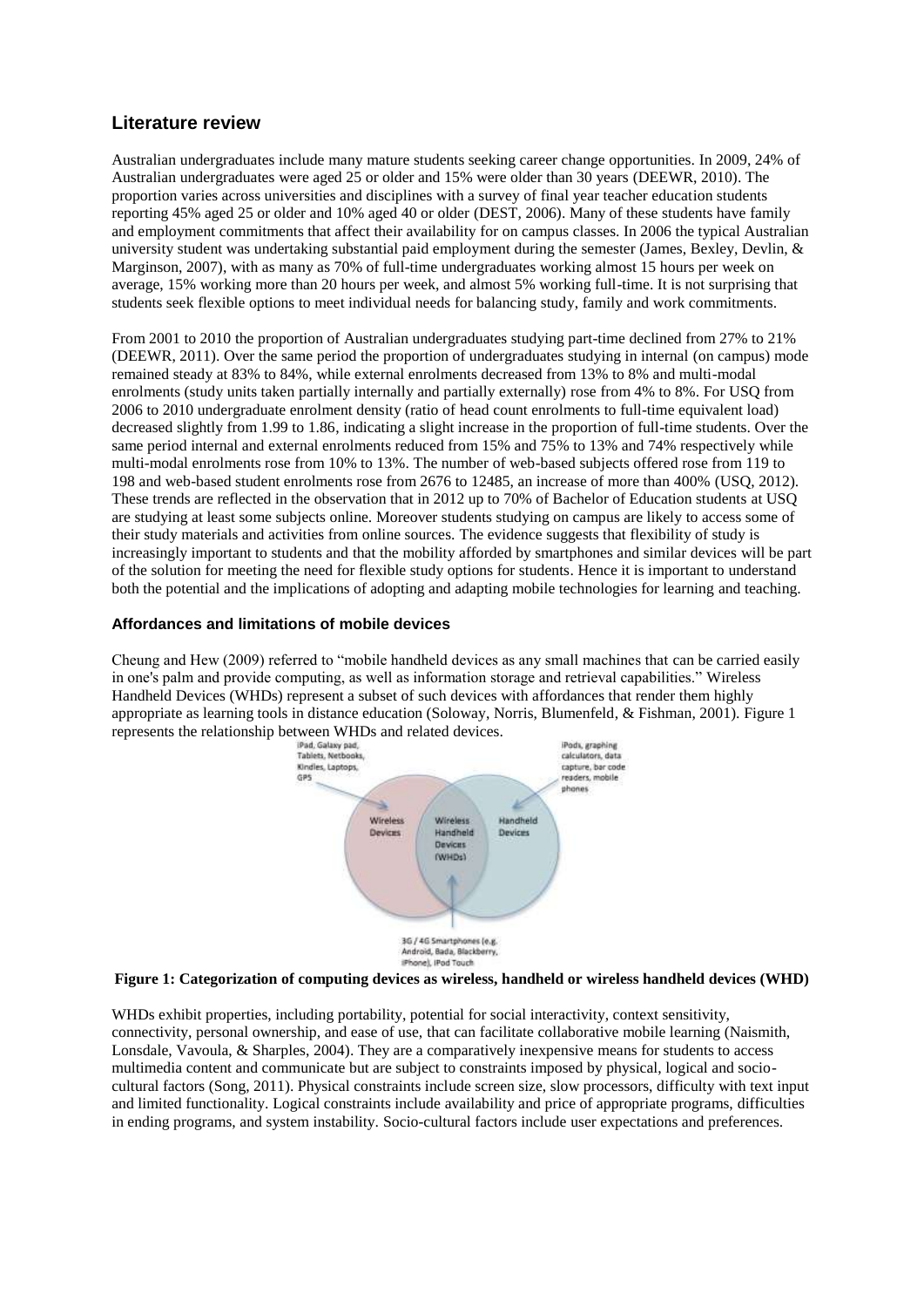## Literature review

Australian undergraduates include many mature students seeking career change opportunities. In 2009, 24% of Australian undergraduates were aged 25 or older and 15% were older than 30 years (DEEWR, 2010). The proportion varies across universities and disciplines with a survey of final year teacher education students reporting 45% aged 25 or older and 10% aged 40 or older (DEST, 2006). Many of these students have family and employment commitments that affect their availability for on campus classes. In 2006 the typical Australian university student was undertaking substantial paid employment during the semester (James, Bexley, Devlin, & Marginson, 2007), with as many as 70% of full-time undergraduates working almost 15 hours per week on average, 15% working more than 20 hours per week, and almost 5% working full-time. It is not surprising that students seek flexible options to meet individual needs for balancing study, family and work commitments.

From 2001 to 2010 the proportion of Australian undergraduates studying part-time declined from 27% to 21% (DEEWR, 2011). Over the same period the proportion of undergraduates studying in internal (on campus) mode remained steady at 83% to 84%, while external enrolments decreased from 13% to 8% and multi-modal enrolments (study units taken partially internally and partially externally) rose from 4% to 8%. For USQ from 2006 to 2010 undergraduate enrolment density (ratio of head count enrolments to full-time equivalent load) decreased slightly from 1.99 to 1.86, indicating a slight increase in the proportion of full-time students. Over the same period internal and external enrolments reduced from 15% and 75% to 13% and 74% respectively while multi-modal enrolments rose from 10% to 13%. The number of web-based subjects offered rose from 119 to 198 and web-based student enrolments rose from 2676 to 12485, an increase of more than 400% (USQ, 2012). These trends are reflected in the observation that in 2012 up to 70% of Bachelor of Education students at USQ are studying at least some subjects online. Moreover students studying on campus are likely to access some of their study materials and activities from online sources. The evidence suggests that flexibility of study is increasingly important to students and that the mobility afforded by smartphones and similar devices will be part of the solution for meeting the need for flexible study options for students. Hence it is important to understand both the potential and the implications of adopting and adapting mobile technologies for learning and teaching.

### Affordances and limitations of mobile devices

Cheung and Hew (2009) referred to "mobile handheld devices as any small machines that can be carried easily in one's palm and provide computing, as well as information storage and retrieval capabilities." Wireless Handheld Devices (WHDs) represent a subset of such devices with affordances that render them highly appropriate as learning tools in distance education (Soloway, Norris, Blumenfeld, & Fishman, 2001). Figure 1 represents the relationship between WHDs and related devices.

iPad, Galaxy pad, Tablets, Netbooks, Kindles, Laptops, GPS

iPods, graphing calculators, data capture, bar code readers, mobile phones

Wireless Devices | Wireless Handheld Devices (WHDs) | Handheld Devices

3G / 4G Smartphones (e.g. Android, Bada, Blackberry, iPhone), iPod Touch

**Figure 1: Categorization of computing devices as wireless, handheld or wireless handheld devices (WHD)**

WHDs exhibit properties, including portability, potential for social interactivity, context sensitivity, connectivity, personal ownership, and ease of use, that can facilitate collaborative mobile learning (Naismith, Lonsdale, Vavoula, & Sharples, 2004). They are a comparatively inexpensive means for students to access multimedia content and communicate but are subject to constraints imposed by physical, logical and socio-cultural factors (Song, 2011). Physical constraints include screen size, slow processors, difficulty with text input and limited functionality. Logical constraints include availability and price of appropriate programs, difficulties in ending programs, and system instability. Socio-cultural factors include user expectations and preferences.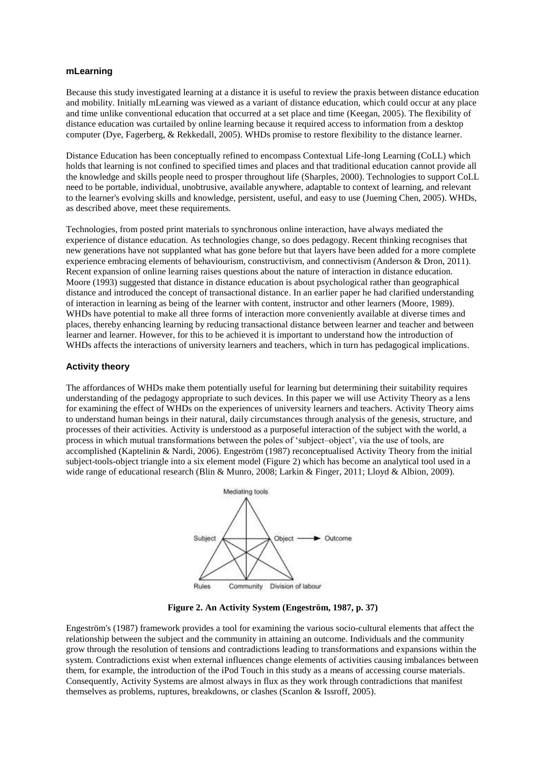### mLearning

Because this study investigated learning at a distance it is useful to review the praxis between distance education and mobility. Initially mLearning was viewed as a variant of distance education, which could occur at any place and time unlike conventional education that occurred at a set place and time (Keegan, 2005). The flexibility of distance education was curtailed by online learning because it required access to information from a desktop computer (Dye, Fagerberg, & Rekkedall, 2005). WHDs promise to restore flexibility to the distance learner.

Distance Education has been conceptually refined to encompass Contextual Life-long Learning (CoLL) which holds that learning is not confined to specified times and places and that traditional education cannot provide all the knowledge and skills people need to prosper throughout life (Sharples, 2000). Technologies to support CoLL need to be portable, individual, unobtrusive, available anywhere, adaptable to context of learning, and relevant to the learner's evolving skills and knowledge, persistent, useful, and easy to use (Jueming Chen, 2005). WHDs, as described above, meet these requirements.

Technologies, from posted print materials to synchronous online interaction, have always mediated the experience of distance education. As technologies change, so does pedagogy. Recent thinking recognises that new generations have not supplanted what has gone before but that layers have been added for a more complete experience embracing elements of behaviourism, constructivism, and connectivism (Anderson & Dron, 2011). Recent expansion of online learning raises questions about the nature of interaction in distance education. Moore (1993) suggested that distance in distance education is about psychological rather than geographical distance and introduced the concept of transactional distance. In an earlier paper he had clarified understanding of interaction in learning as being of the learner with content, instructor and other learners (Moore, 1989). WHDs have potential to make all three forms of interaction more conveniently available at diverse times and places, thereby enhancing learning by reducing transactional distance between learner and teacher and between learner and learner. However, for this to be achieved it is important to understand how the introduction of WHDs affects the interactions of university learners and teachers, which in turn has pedagogical implications.

### Activity theory

The affordances of WHDs make them potentially useful for learning but determining their suitability requires understanding of the pedagogy appropriate to such devices. In this paper we will use Activity Theory as a lens for examining the effect of WHDs on the experiences of university learners and teachers. Activity Theory aims to understand human beings in their natural, daily circumstances through analysis of the genesis, structure, and processes of their activities. Activity is understood as a purposeful interaction of the subject with the world, a process in which mutual transformations between the poles of 'subject–object', via the use of tools, are accomplished (Kaptelinin & Nardi, 2006). Engeström (1987) reconceptualised Activity Theory from the initial subject-tools-object triangle into a six element model (Figure 2) which has become an analytical tool used in a wide range of educational research (Blin & Munro, 2008; Larkin & Finger, 2011; Lloyd & Albion, 2009).

Mediating tools

Subject — Object → Outcome

Rules — Community — Division of labour

**Figure 2. An Activity System (Engeström, 1987, p. 37)**

Engeström's (1987) framework provides a tool for examining the various socio-cultural elements that affect the relationship between the subject and the community in attaining an outcome. Individuals and the community grow through the resolution of tensions and contradictions leading to transformations and expansions within the system. Contradictions exist when external influences change elements of activities causing imbalances between them, for example, the introduction of the iPod Touch in this study as a means of accessing course materials. Consequently, Activity Systems are almost always in flux as they work through contradictions that manifest themselves as problems, ruptures, breakdowns, or clashes (Scanlon & Issroff, 2005).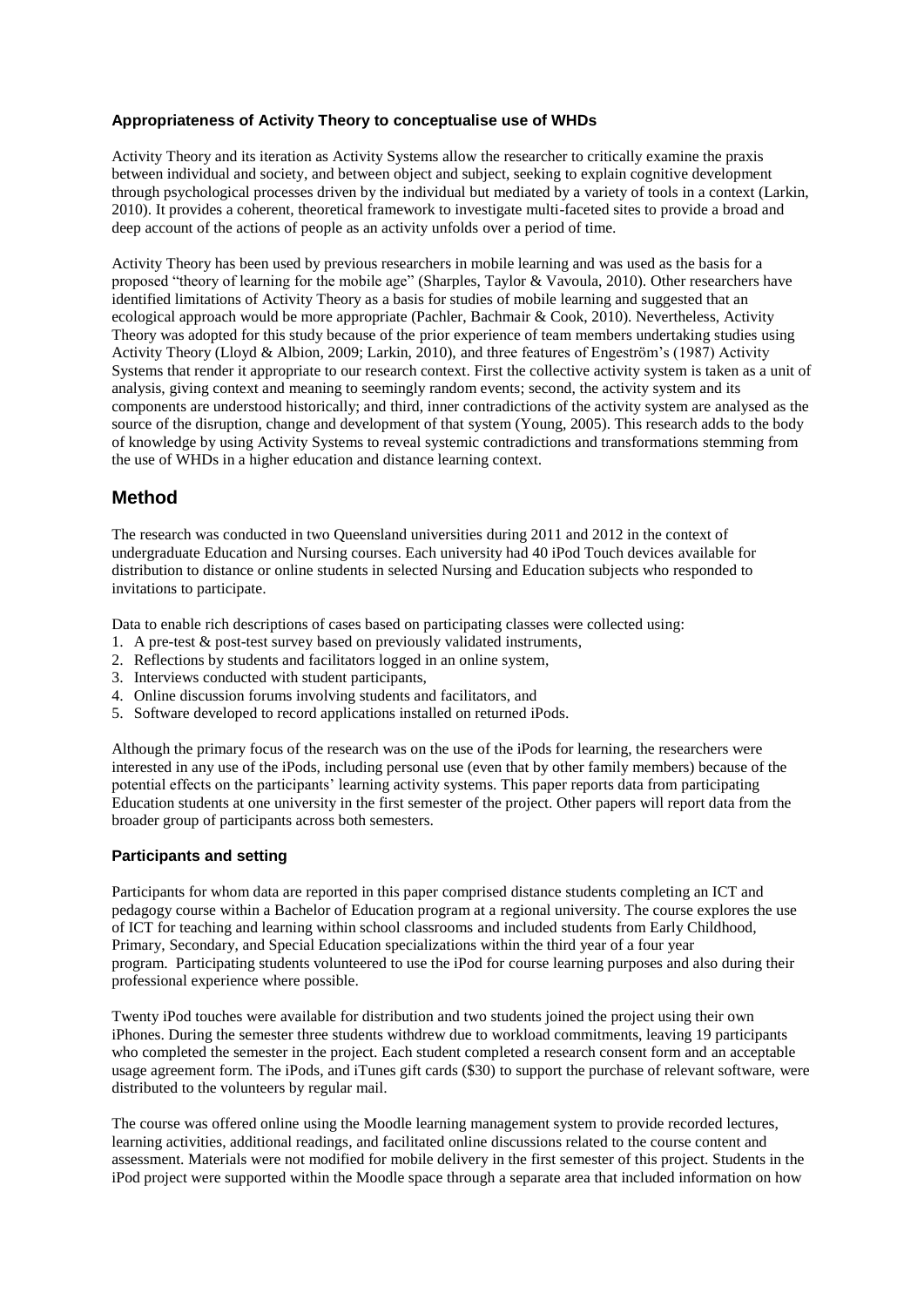### Appropriateness of Activity Theory to conceptualise use of WHDs

Activity Theory and its iteration as Activity Systems allow the researcher to critically examine the praxis between individual and society, and between object and subject, seeking to explain cognitive development through psychological processes driven by the individual but mediated by a variety of tools in a context (Larkin, 2010). It provides a coherent, theoretical framework to investigate multi-faceted sites to provide a broad and deep account of the actions of people as an activity unfolds over a period of time.

Activity Theory has been used by previous researchers in mobile learning and was used as the basis for a proposed "theory of learning for the mobile age" (Sharples, Taylor & Vavoula, 2010). Other researchers have identified limitations of Activity Theory as a basis for studies of mobile learning and suggested that an ecological approach would be more appropriate (Pachler, Bachmair & Cook, 2010). Nevertheless, Activity Theory was adopted for this study because of the prior experience of team members undertaking studies using Activity Theory (Lloyd & Albion, 2009; Larkin, 2010), and three features of Engeström's (1987) Activity Systems that render it appropriate to our research context. First the collective activity system is taken as a unit of analysis, giving context and meaning to seemingly random events; second, the activity system and its components are understood historically; and third, inner contradictions of the activity system are analysed as the source of the disruption, change and development of that system (Young, 2005). This research adds to the body of knowledge by using Activity Systems to reveal systemic contradictions and transformations stemming from the use of WHDs in a higher education and distance learning context.

## Method

The research was conducted in two Queensland universities during 2011 and 2012 in the context of undergraduate Education and Nursing courses. Each university had 40 iPod Touch devices available for distribution to distance or online students in selected Nursing and Education subjects who responded to invitations to participate.

Data to enable rich descriptions of cases based on participating classes were collected using:

1. A pre-test & post-test survey based on previously validated instruments,
2. Reflections by students and facilitators logged in an online system,
3. Interviews conducted with student participants,
4. Online discussion forums involving students and facilitators, and
5. Software developed to record applications installed on returned iPods.

Although the primary focus of the research was on the use of the iPods for learning, the researchers were interested in any use of the iPods, including personal use (even that by other family members) because of the potential effects on the participants' learning activity systems. This paper reports data from participating Education students at one university in the first semester of the project. Other papers will report data from the broader group of participants across both semesters.

### Participants and setting

Participants for whom data are reported in this paper comprised distance students completing an ICT and pedagogy course within a Bachelor of Education program at a regional university. The course explores the use of ICT for teaching and learning within school classrooms and included students from Early Childhood, Primary, Secondary, and Special Education specializations within the third year of a four year program. Participating students volunteered to use the iPod for course learning purposes and also during their professional experience where possible.

Twenty iPod touches were available for distribution and two students joined the project using their own iPhones. During the semester three students withdrew due to workload commitments, leaving 19 participants who completed the semester in the project. Each student completed a research consent form and an acceptable usage agreement form. The iPods, and iTunes gift cards ($30) to support the purchase of relevant software, were distributed to the volunteers by regular mail.

The course was offered online using the Moodle learning management system to provide recorded lectures, learning activities, additional readings, and facilitated online discussions related to the course content and assessment. Materials were not modified for mobile delivery in the first semester of this project. Students in the iPod project were supported within the Moodle space through a separate area that included information on how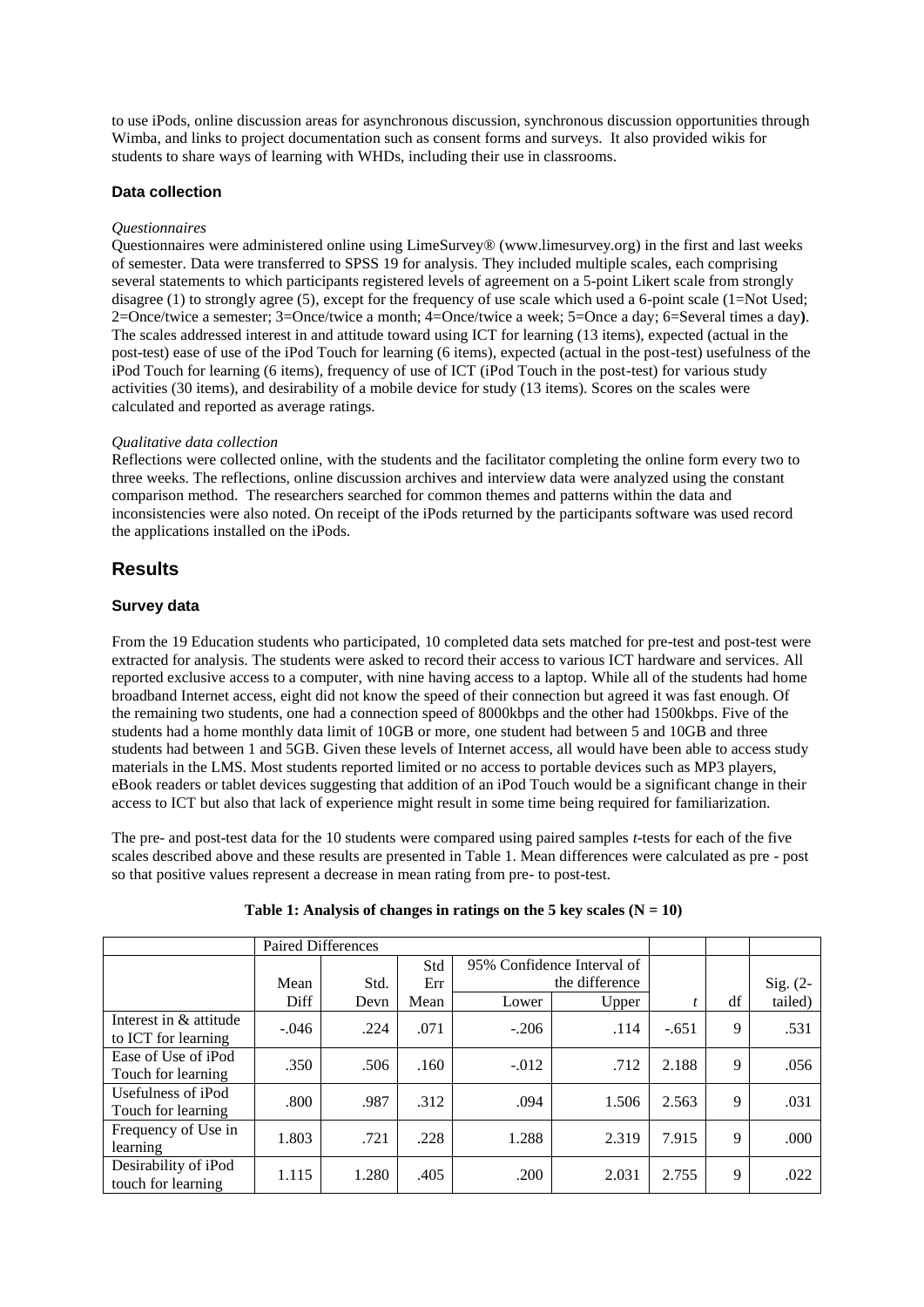to use iPods, online discussion areas for asynchronous discussion, synchronous discussion opportunities through Wimba, and links to project documentation such as consent forms and surveys. It also provided wikis for students to share ways of learning with WHDs, including their use in classrooms.

### Data collection

*Questionnaires*

Questionnaires were administered online using LimeSurvey® (www.limesurvey.org) in the first and last weeks of semester. Data were transferred to SPSS 19 for analysis. They included multiple scales, each comprising several statements to which participants registered levels of agreement on a 5-point Likert scale from strongly disagree (1) to strongly agree (5), except for the frequency of use scale which used a 6-point scale (1=Not Used; 2=Once/twice a semester; 3=Once/twice a month; 4=Once/twice a week; 5=Once a day; 6=Several times a day**)**. The scales addressed interest in and attitude toward using ICT for learning (13 items), expected (actual in the post-test) ease of use of the iPod Touch for learning (6 items), expected (actual in the post-test) usefulness of the iPod Touch for learning (6 items), frequency of use of ICT (iPod Touch in the post-test) for various study activities (30 items), and desirability of a mobile device for study (13 items). Scores on the scales were calculated and reported as average ratings.

*Qualitative data collection*

Reflections were collected online, with the students and the facilitator completing the online form every two to three weeks. The reflections, online discussion archives and interview data were analyzed using the constant comparison method. The researchers searched for common themes and patterns within the data and inconsistencies were also noted. On receipt of the iPods returned by the participants software was used record the applications installed on the iPods.

## Results

### Survey data

From the 19 Education students who participated, 10 completed data sets matched for pre-test and post-test were extracted for analysis. The students were asked to record their access to various ICT hardware and services. All reported exclusive access to a computer, with nine having access to a laptop. While all of the students had home broadband Internet access, eight did not know the speed of their connection but agreed it was fast enough. Of the remaining two students, one had a connection speed of 8000kbps and the other had 1500kbps. Five of the students had a home monthly data limit of 10GB or more, one student had between 5 and 10GB and three students had between 1 and 5GB. Given these levels of Internet access, all would have been able to access study materials in the LMS. Most students reported limited or no access to portable devices such as MP3 players, eBook readers or tablet devices suggesting that addition of an iPod Touch would be a significant change in their access to ICT but also that lack of experience might result in some time being required for familiarization.

The pre- and post-test data for the 10 students were compared using paired samples *t*-tests for each of the five scales described above and these results are presented in Table 1. Mean differences were calculated as pre - post so that positive values represent a decrease in mean rating from pre- to post-test.

**Table 1: Analysis of changes in ratings on the 5 key scales (N = 10)**

| | Paired Differences | | | | | | | |
|---|---|---|---|---|---|---|---|---|
| | Mean Diff | Std. Devn | Std Err Mean | 95% Confidence Interval of the difference Lower | Upper | *t* | df | Sig. (2-tailed) |
| Interest in & attitude to ICT for learning | -.046 | .224 | .071 | -.206 | .114 | -.651 | 9 | .531 |
| Ease of Use of iPod Touch for learning | .350 | .506 | .160 | -.012 | .712 | 2.188 | 9 | .056 |
| Usefulness of iPod Touch for learning | .800 | .987 | .312 | .094 | 1.506 | 2.563 | 9 | .031 |
| Frequency of Use in learning | 1.803 | .721 | .228 | 1.288 | 2.319 | 7.915 | 9 | .000 |
| Desirability of iPod touch for learning | 1.115 | 1.280 | .405 | .200 | 2.031 | 2.755 | 9 | .022 |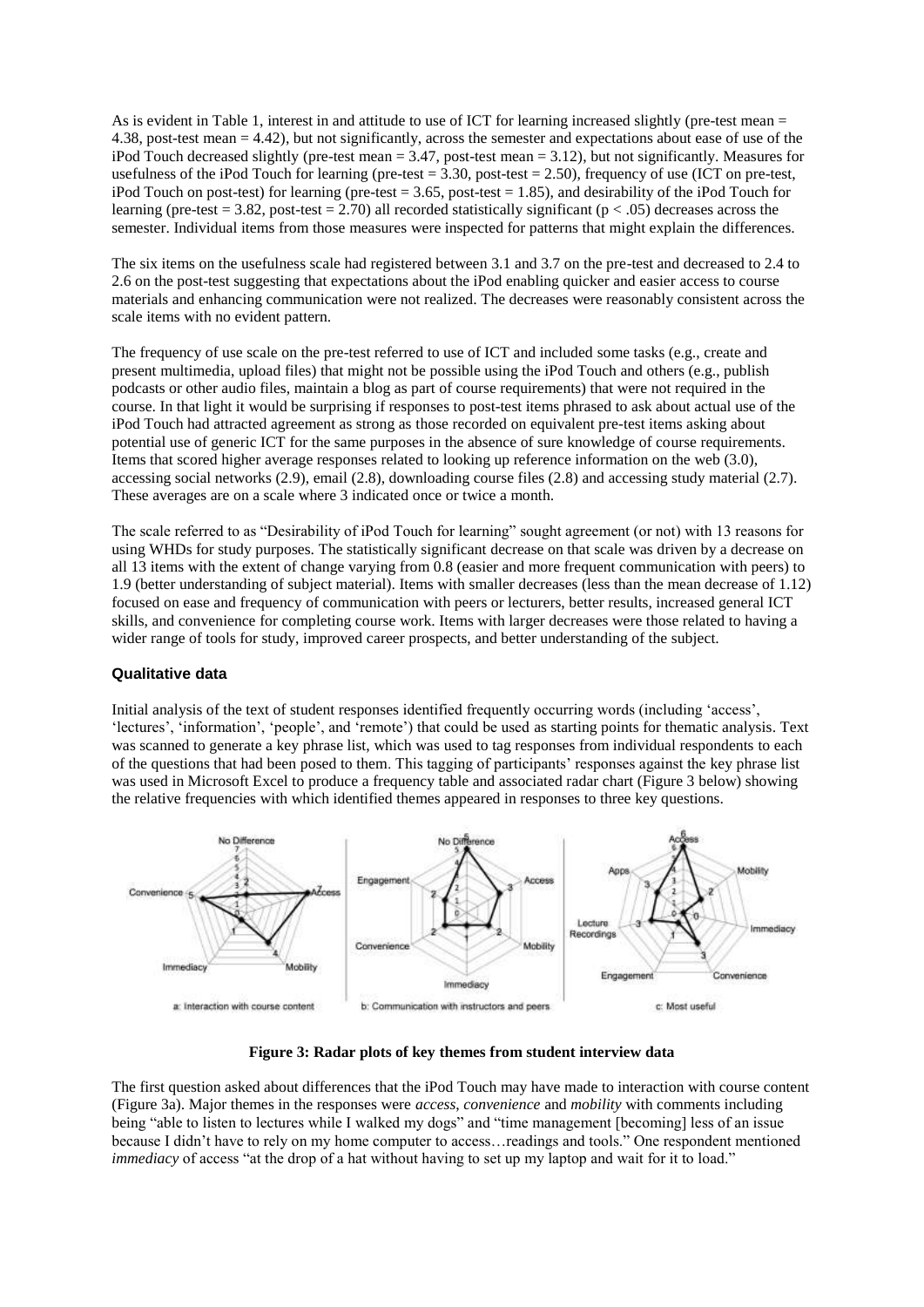As is evident in Table 1, interest in and attitude to use of ICT for learning increased slightly (pre-test mean = 4.38, post-test mean = 4.42), but not significantly, across the semester and expectations about ease of use of the iPod Touch decreased slightly (pre-test mean = 3.47, post-test mean = 3.12), but not significantly. Measures for usefulness of the iPod Touch for learning (pre-test = 3.30, post-test = 2.50), frequency of use (ICT on pre-test, iPod Touch on post-test) for learning (pre-test = 3.65, post-test = 1.85), and desirability of the iPod Touch for learning (pre-test = 3.82, post-test = 2.70) all recorded statistically significant ($p < .05$) decreases across the semester. Individual items from those measures were inspected for patterns that might explain the differences.

The six items on the usefulness scale had registered between 3.1 and 3.7 on the pre-test and decreased to 2.4 to 2.6 on the post-test suggesting that expectations about the iPod enabling quicker and easier access to course materials and enhancing communication were not realized. The decreases were reasonably consistent across the scale items with no evident pattern.

The frequency of use scale on the pre-test referred to use of ICT and included some tasks (e.g., create and present multimedia, upload files) that might not be possible using the iPod Touch and others (e.g., publish podcasts or other audio files, maintain a blog as part of course requirements) that were not required in the course. In that light it would be surprising if responses to post-test items phrased to ask about actual use of the iPod Touch had attracted agreement as strong as those recorded on equivalent pre-test items asking about potential use of generic ICT for the same purposes in the absence of sure knowledge of course requirements. Items that scored higher average responses related to looking up reference information on the web (3.0), accessing social networks (2.9), email (2.8), downloading course files (2.8) and accessing study material (2.7). These averages are on a scale where 3 indicated once or twice a month.

The scale referred to as "Desirability of iPod Touch for learning" sought agreement (or not) with 13 reasons for using WHDs for study purposes. The statistically significant decrease on that scale was driven by a decrease on all 13 items with the extent of change varying from 0.8 (easier and more frequent communication with peers) to 1.9 (better understanding of subject material). Items with smaller decreases (less than the mean decrease of 1.12) focused on ease and frequency of communication with peers or lecturers, better results, increased general ICT skills, and convenience for completing course work. Items with larger decreases were those related to having a wider range of tools for study, improved career prospects, and better understanding of the subject.

### Qualitative data

Initial analysis of the text of student responses identified frequently occurring words (including 'access', 'lectures', 'information', 'people', and 'remote') that could be used as starting points for thematic analysis. Text was scanned to generate a key phrase list, which was used to tag responses from individual respondents to each of the questions that had been posed to them. This tagging of participants' responses against the key phrase list was used in Microsoft Excel to produce a frequency table and associated radar chart (Figure 3 below) showing the relative frequencies with which identified themes appeared in responses to three key questions.

**Figure 3: Radar plots of key themes from student interview data**

The first question asked about differences that the iPod Touch may have made to interaction with course content (Figure 3a). Major themes in the responses were *access*, *convenience* and *mobility* with comments including being "able to listen to lectures while I walked my dogs" and "time management [becoming] less of an issue because I didn't have to rely on my home computer to access…readings and tools." One respondent mentioned *immediacy* of access "at the drop of a hat without having to set up my laptop and wait for it to load."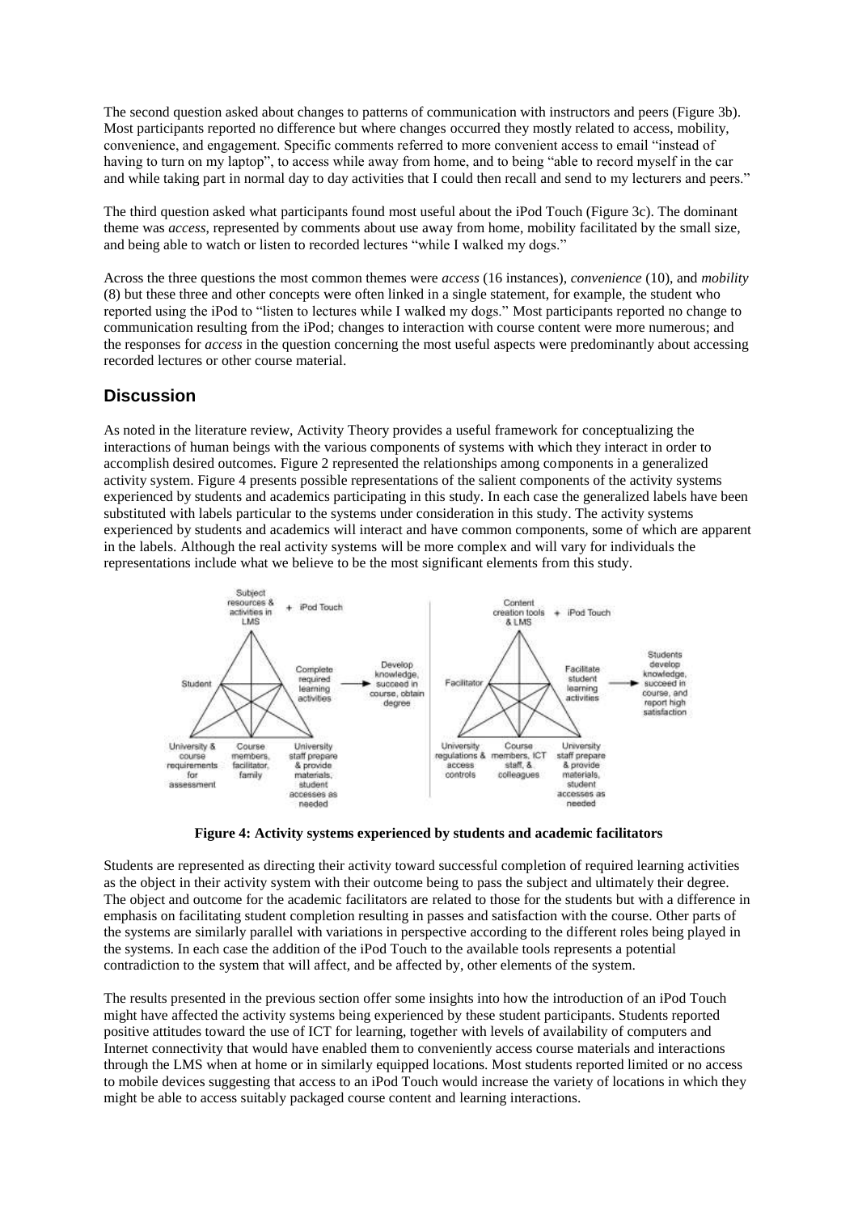The second question asked about changes to patterns of communication with instructors and peers (Figure 3b). Most participants reported no difference but where changes occurred they mostly related to access, mobility, convenience, and engagement. Specific comments referred to more convenient access to email "instead of having to turn on my laptop", to access while away from home, and to being "able to record myself in the car and while taking part in normal day to day activities that I could then recall and send to my lecturers and peers."

The third question asked what participants found most useful about the iPod Touch (Figure 3c). The dominant theme was *access*, represented by comments about use away from home, mobility facilitated by the small size, and being able to watch or listen to recorded lectures "while I walked my dogs."

Across the three questions the most common themes were *access* (16 instances), *convenience* (10), and *mobility* (8) but these three and other concepts were often linked in a single statement, for example, the student who reported using the iPod to "listen to lectures while I walked my dogs." Most participants reported no change to communication resulting from the iPod; changes to interaction with course content were more numerous; and the responses for *access* in the question concerning the most useful aspects were predominantly about accessing recorded lectures or other course material.

## Discussion

As noted in the literature review, Activity Theory provides a useful framework for conceptualizing the interactions of human beings with the various components of systems with which they interact in order to accomplish desired outcomes. Figure 2 represented the relationships among components in a generalized activity system. Figure 4 presents possible representations of the salient components of the activity systems experienced by students and academics participating in this study. In each case the generalized labels have been substituted with labels particular to the systems under consideration in this study. The activity systems experienced by students and academics will interact and have common components, some of which are apparent in the labels. Although the real activity systems will be more complex and will vary for individuals the representations include what we believe to be the most significant elements from this study.

**Figure 4: Activity systems experienced by students and academic facilitators**

Students are represented as directing their activity toward successful completion of required learning activities as the object in their activity system with their outcome being to pass the subject and ultimately their degree. The object and outcome for the academic facilitators are related to those for the students but with a difference in emphasis on facilitating student completion resulting in passes and satisfaction with the course. Other parts of the systems are similarly parallel with variations in perspective according to the different roles being played in the systems. In each case the addition of the iPod Touch to the available tools represents a potential contradiction to the system that will affect, and be affected by, other elements of the system.

The results presented in the previous section offer some insights into how the introduction of an iPod Touch might have affected the activity systems being experienced by these student participants. Students reported positive attitudes toward the use of ICT for learning, together with levels of availability of computers and Internet connectivity that would have enabled them to conveniently access course materials and interactions through the LMS when at home or in similarly equipped locations. Most students reported limited or no access to mobile devices suggesting that access to an iPod Touch would increase the variety of locations in which they might be able to access suitably packaged course content and learning interactions.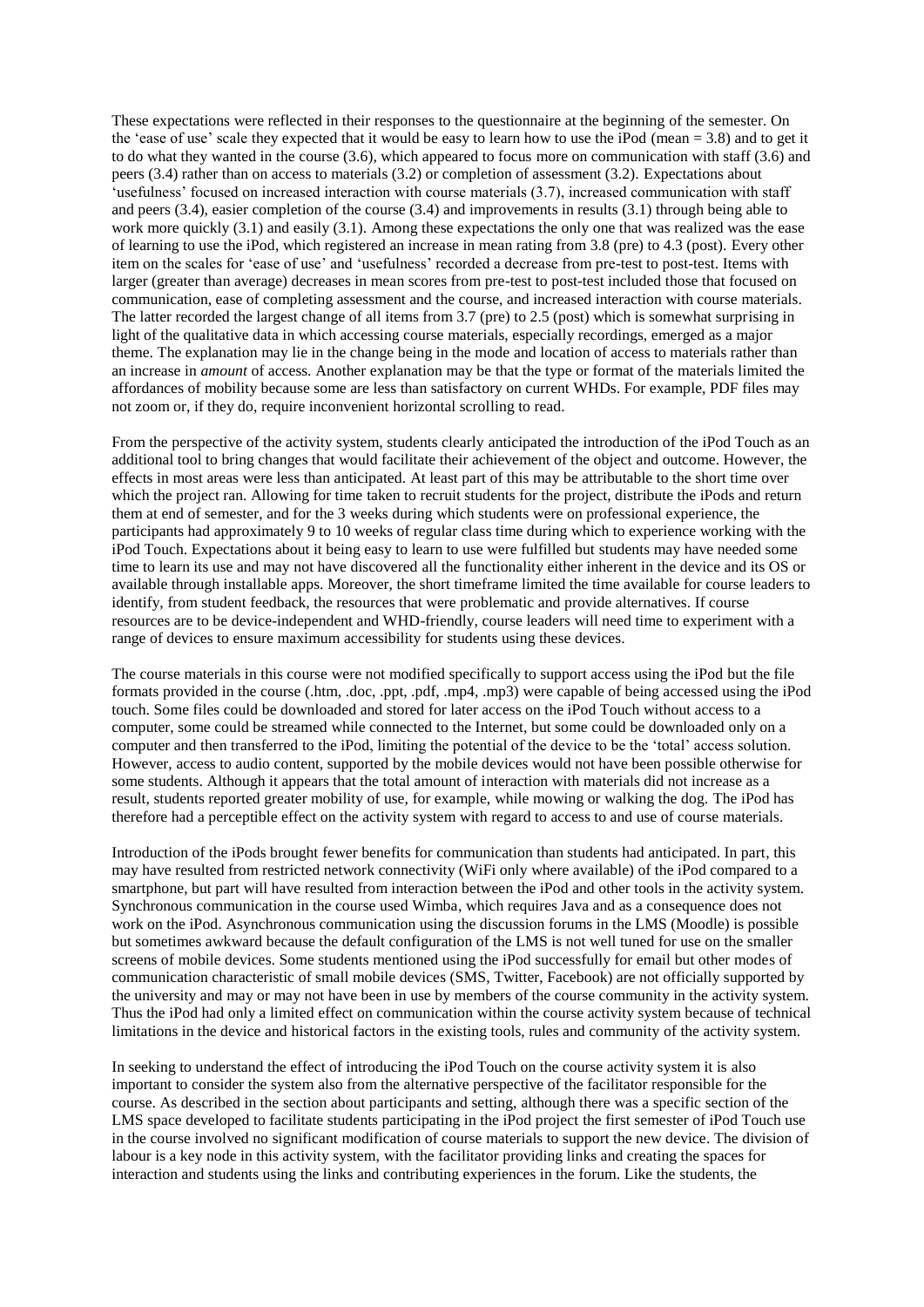These expectations were reflected in their responses to the questionnaire at the beginning of the semester. On the 'ease of use' scale they expected that it would be easy to learn how to use the iPod (mean = 3.8) and to get it to do what they wanted in the course (3.6), which appeared to focus more on communication with staff (3.6) and peers (3.4) rather than on access to materials (3.2) or completion of assessment (3.2). Expectations about 'usefulness' focused on increased interaction with course materials (3.7), increased communication with staff and peers (3.4), easier completion of the course (3.4) and improvements in results (3.1) through being able to work more quickly (3.1) and easily (3.1). Among these expectations the only one that was realized was the ease of learning to use the iPod, which registered an increase in mean rating from 3.8 (pre) to 4.3 (post). Every other item on the scales for 'ease of use' and 'usefulness' recorded a decrease from pre-test to post-test. Items with larger (greater than average) decreases in mean scores from pre-test to post-test included those that focused on communication, ease of completing assessment and the course, and increased interaction with course materials. The latter recorded the largest change of all items from 3.7 (pre) to 2.5 (post) which is somewhat surprising in light of the qualitative data in which accessing course materials, especially recordings, emerged as a major theme. The explanation may lie in the change being in the mode and location of access to materials rather than an increase in *amount* of access. Another explanation may be that the type or format of the materials limited the affordances of mobility because some are less than satisfactory on current WHDs. For example, PDF files may not zoom or, if they do, require inconvenient horizontal scrolling to read.

From the perspective of the activity system, students clearly anticipated the introduction of the iPod Touch as an additional tool to bring changes that would facilitate their achievement of the object and outcome. However, the effects in most areas were less than anticipated. At least part of this may be attributable to the short time over which the project ran. Allowing for time taken to recruit students for the project, distribute the iPods and return them at end of semester, and for the 3 weeks during which students were on professional experience, the participants had approximately 9 to 10 weeks of regular class time during which to experience working with the iPod Touch. Expectations about it being easy to learn to use were fulfilled but students may have needed some time to learn its use and may not have discovered all the functionality either inherent in the device and its OS or available through installable apps. Moreover, the short timeframe limited the time available for course leaders to identify, from student feedback, the resources that were problematic and provide alternatives. If course resources are to be device-independent and WHD-friendly, course leaders will need time to experiment with a range of devices to ensure maximum accessibility for students using these devices.

The course materials in this course were not modified specifically to support access using the iPod but the file formats provided in the course (.htm, .doc, .ppt, .pdf, .mp4, .mp3) were capable of being accessed using the iPod touch. Some files could be downloaded and stored for later access on the iPod Touch without access to a computer, some could be streamed while connected to the Internet, but some could be downloaded only on a computer and then transferred to the iPod, limiting the potential of the device to be the 'total' access solution. However, access to audio content, supported by the mobile devices would not have been possible otherwise for some students. Although it appears that the total amount of interaction with materials did not increase as a result, students reported greater mobility of use, for example, while mowing or walking the dog. The iPod has therefore had a perceptible effect on the activity system with regard to access to and use of course materials.

Introduction of the iPods brought fewer benefits for communication than students had anticipated. In part, this may have resulted from restricted network connectivity (WiFi only where available) of the iPod compared to a smartphone, but part will have resulted from interaction between the iPod and other tools in the activity system. Synchronous communication in the course used Wimba, which requires Java and as a consequence does not work on the iPod. Asynchronous communication using the discussion forums in the LMS (Moodle) is possible but sometimes awkward because the default configuration of the LMS is not well tuned for use on the smaller screens of mobile devices. Some students mentioned using the iPod successfully for email but other modes of communication characteristic of small mobile devices (SMS, Twitter, Facebook) are not officially supported by the university and may or may not have been in use by members of the course community in the activity system. Thus the iPod had only a limited effect on communication within the course activity system because of technical limitations in the device and historical factors in the existing tools, rules and community of the activity system.

In seeking to understand the effect of introducing the iPod Touch on the course activity system it is also important to consider the system also from the alternative perspective of the facilitator responsible for the course. As described in the section about participants and setting, although there was a specific section of the LMS space developed to facilitate students participating in the iPod project the first semester of iPod Touch use in the course involved no significant modification of course materials to support the new device. The division of labour is a key node in this activity system, with the facilitator providing links and creating the spaces for interaction and students using the links and contributing experiences in the forum. Like the students, the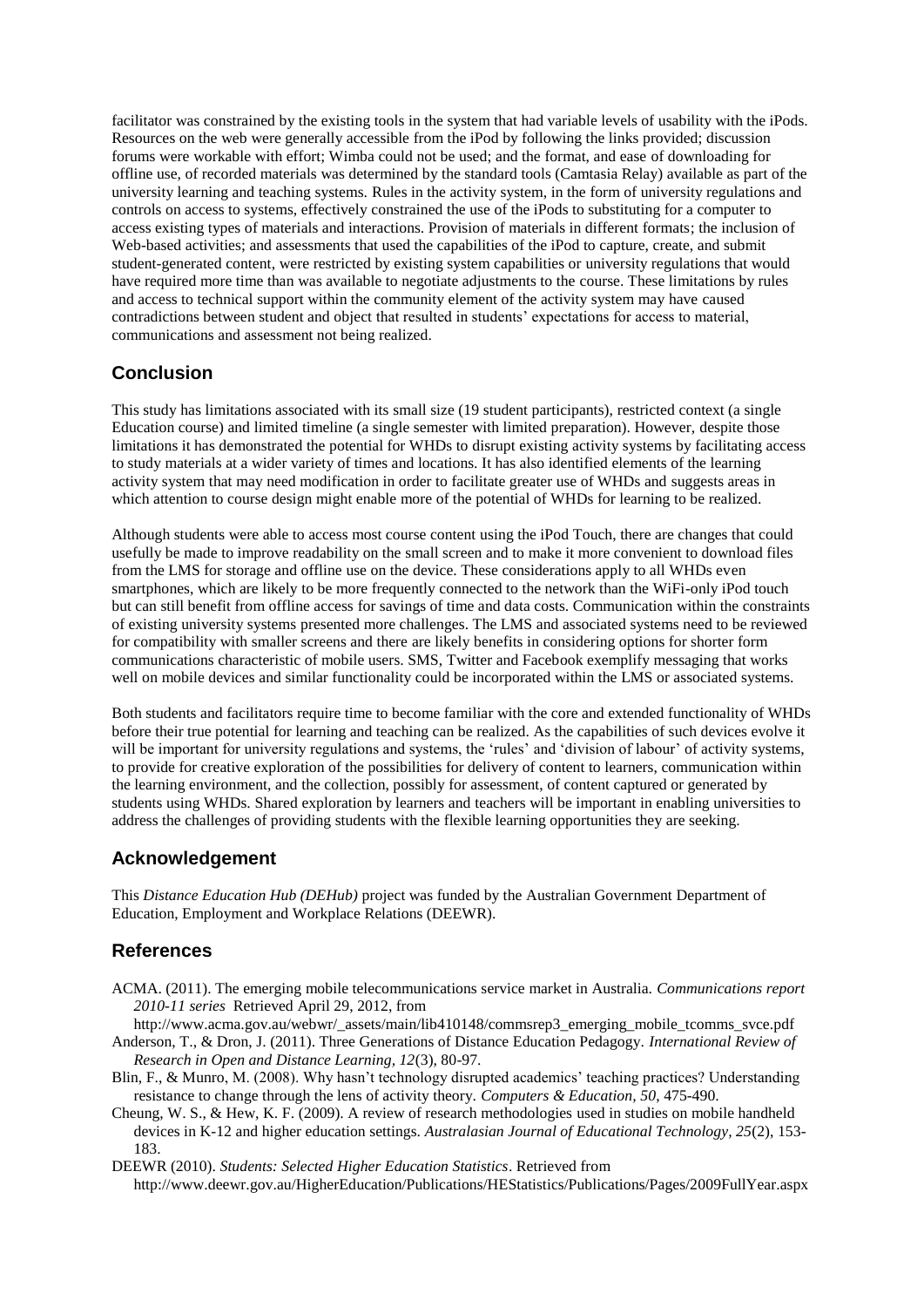facilitator was constrained by the existing tools in the system that had variable levels of usability with the iPods. Resources on the web were generally accessible from the iPod by following the links provided; discussion forums were workable with effort; Wimba could not be used; and the format, and ease of downloading for offline use, of recorded materials was determined by the standard tools (Camtasia Relay) available as part of the university learning and teaching systems. Rules in the activity system, in the form of university regulations and controls on access to systems, effectively constrained the use of the iPods to substituting for a computer to access existing types of materials and interactions. Provision of materials in different formats; the inclusion of Web-based activities; and assessments that used the capabilities of the iPod to capture, create, and submit student-generated content, were restricted by existing system capabilities or university regulations that would have required more time than was available to negotiate adjustments to the course. These limitations by rules and access to technical support within the community element of the activity system may have caused contradictions between student and object that resulted in students' expectations for access to material, communications and assessment not being realized.

## Conclusion

This study has limitations associated with its small size (19 student participants), restricted context (a single Education course) and limited timeline (a single semester with limited preparation). However, despite those limitations it has demonstrated the potential for WHDs to disrupt existing activity systems by facilitating access to study materials at a wider variety of times and locations. It has also identified elements of the learning activity system that may need modification in order to facilitate greater use of WHDs and suggests areas in which attention to course design might enable more of the potential of WHDs for learning to be realized.

Although students were able to access most course content using the iPod Touch, there are changes that could usefully be made to improve readability on the small screen and to make it more convenient to download files from the LMS for storage and offline use on the device. These considerations apply to all WHDs even smartphones, which are likely to be more frequently connected to the network than the WiFi-only iPod touch but can still benefit from offline access for savings of time and data costs. Communication within the constraints of existing university systems presented more challenges. The LMS and associated systems need to be reviewed for compatibility with smaller screens and there are likely benefits in considering options for shorter form communications characteristic of mobile users. SMS, Twitter and Facebook exemplify messaging that works well on mobile devices and similar functionality could be incorporated within the LMS or associated systems.

Both students and facilitators require time to become familiar with the core and extended functionality of WHDs before their true potential for learning and teaching can be realized. As the capabilities of such devices evolve it will be important for university regulations and systems, the 'rules' and 'division of labour' of activity systems, to provide for creative exploration of the possibilities for delivery of content to learners, communication within the learning environment, and the collection, possibly for assessment, of content captured or generated by students using WHDs. Shared exploration by learners and teachers will be important in enabling universities to address the challenges of providing students with the flexible learning opportunities they are seeking.

## Acknowledgement

This *Distance Education Hub (DEHub)* project was funded by the Australian Government Department of Education, Employment and Workplace Relations (DEEWR).

## References

ACMA. (2011). The emerging mobile telecommunications service market in Australia. *Communications report 2010-11 series* Retrieved April 29, 2012, from http://www.acma.gov.au/webwr/_assets/main/lib410148/commsrep3_emerging_mobile_tcomms_svce.pdf

Anderson, T., & Dron, J. (2011). Three Generations of Distance Education Pedagogy. *International Review of Research in Open and Distance Learning, 12*(3), 80-97.

Blin, F., & Munro, M. (2008). Why hasn't technology disrupted academics' teaching practices? Understanding resistance to change through the lens of activity theory. *Computers & Education, 50*, 475-490.

Cheung, W. S., & Hew, K. F. (2009). A review of research methodologies used in studies on mobile handheld devices in K-12 and higher education settings. *Australasian Journal of Educational Technology, 25*(2), 153-183.

DEEWR (2010). *Students: Selected Higher Education Statistics*. Retrieved from http://www.deewr.gov.au/HigherEducation/Publications/HEStatistics/Publications/Pages/2009FullYear.aspx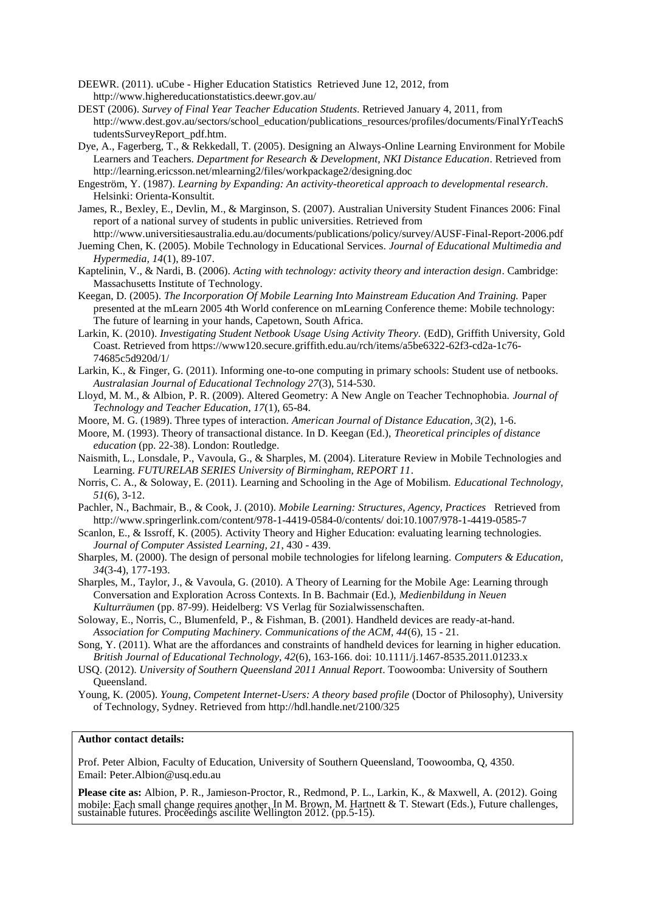DEEWR. (2011). uCube - Higher Education Statistics Retrieved June 12, 2012, from http://www.highereducationstatistics.deewr.gov.au/

DEST (2006). *Survey of Final Year Teacher Education Students*. Retrieved January 4, 2011, from http://www.dest.gov.au/sectors/school_education/publications_resources/profiles/documents/FinalYrTeachStudentsSurveyReport_pdf.htm.

Dye, A., Fagerberg, T., & Rekkedall, T. (2005). Designing an Always-Online Learning Environment for Mobile Learners and Teachers. *Department for Research & Development, NKI Distance Education*. Retrieved from http://learning.ericsson.net/mlearning2/files/workpackage2/designing.doc

Engeström, Y. (1987). *Learning by Expanding: An activity-theoretical approach to developmental research*. Helsinki: Orienta-Konsultit.

James, R., Bexley, E., Devlin, M., & Marginson, S. (2007). Australian University Student Finances 2006: Final report of a national survey of students in public universities. Retrieved from http://www.universitiesaustralia.edu.au/documents/publications/policy/survey/AUSF-Final-Report-2006.pdf

Jueming Chen, K. (2005). Mobile Technology in Educational Services. *Journal of Educational Multimedia and Hypermedia, 14*(1), 89-107.

Kaptelinin, V., & Nardi, B. (2006). *Acting with technology: activity theory and interaction design*. Cambridge: Massachusetts Institute of Technology.

Keegan, D. (2005). *The Incorporation Of Mobile Learning Into Mainstream Education And Training.* Paper presented at the mLearn 2005 4th World conference on mLearning Conference theme: Mobile technology: The future of learning in your hands, Capetown, South Africa.

Larkin, K. (2010). *Investigating Student Netbook Usage Using Activity Theory.* (EdD), Griffith University, Gold Coast. Retrieved from https://www120.secure.griffith.edu.au/rch/items/a5be6322-62f3-cd2a-1c76-74685c5d920d/1/

Larkin, K., & Finger, G. (2011). Informing one-to-one computing in primary schools: Student use of netbooks. *Australasian Journal of Educational Technology 27*(3), 514-530.

Lloyd, M. M., & Albion, P. R. (2009). Altered Geometry: A New Angle on Teacher Technophobia. *Journal of Technology and Teacher Education, 17*(1), 65-84.

Moore, M. G. (1989). Three types of interaction. *American Journal of Distance Education, 3*(2), 1-6.

Moore, M. (1993). Theory of transactional distance. In D. Keegan (Ed.), *Theoretical principles of distance education* (pp. 22-38). London: Routledge.

Naismith, L., Lonsdale, P., Vavoula, G., & Sharples, M. (2004). Literature Review in Mobile Technologies and Learning. *FUTURELAB SERIES University of Birmingham, REPORT 11*.

Norris, C. A., & Soloway, E. (2011). Learning and Schooling in the Age of Mobilism. *Educational Technology, 51*(6), 3-12.

Pachler, N., Bachmair, B., & Cook, J. (2010). *Mobile Learning: Structures, Agency, Practices* Retrieved from http://www.springerlink.com/content/978-1-4419-0584-0/contents/ doi:10.1007/978-1-4419-0585-7

Scanlon, E., & Issroff, K. (2005). Activity Theory and Higher Education: evaluating learning technologies. *Journal of Computer Assisted Learning, 21*, 430 - 439.

Sharples, M. (2000). The design of personal mobile technologies for lifelong learning. *Computers & Education, 34*(3-4), 177-193.

Sharples, M., Taylor, J., & Vavoula, G. (2010). A Theory of Learning for the Mobile Age: Learning through Conversation and Exploration Across Contexts. In B. Bachmair (Ed.), *Medienbildung in Neuen Kulturräumen* (pp. 87-99). Heidelberg: VS Verlag für Sozialwissenschaften.

Soloway, E., Norris, C., Blumenfeld, P., & Fishman, B. (2001). Handheld devices are ready-at-hand. *Association for Computing Machinery. Communications of the ACM, 44*(6), 15 - 21.

Song, Y. (2011). What are the affordances and constraints of handheld devices for learning in higher education. *British Journal of Educational Technology, 42*(6), 163-166. doi: 10.1111/j.1467-8535.2011.01233.x

USQ. (2012). *University of Southern Queensland 2011 Annual Report*. Toowoomba: University of Southern Queensland.

Young, K. (2005). *Young, Competent Internet-Users: A theory based profile* (Doctor of Philosophy), University of Technology, Sydney. Retrieved from http://hdl.handle.net/2100/325

**Author contact details:**

Prof. Peter Albion, Faculty of Education, University of Southern Queensland, Toowoomba, Q, 4350. Email: Peter.Albion@usq.edu.au

**Please cite as:** Albion, P. R., Jamieson-Proctor, R., Redmond, P. L., Larkin, K., & Maxwell, A. (2012). Going mobile: Each small change requires another. In M. Brown, M. Hartnett & T. Stewart (Eds.), Future challenges, sustainable futures. Proceedings ascilite Wellington 2012. (pp.5-15).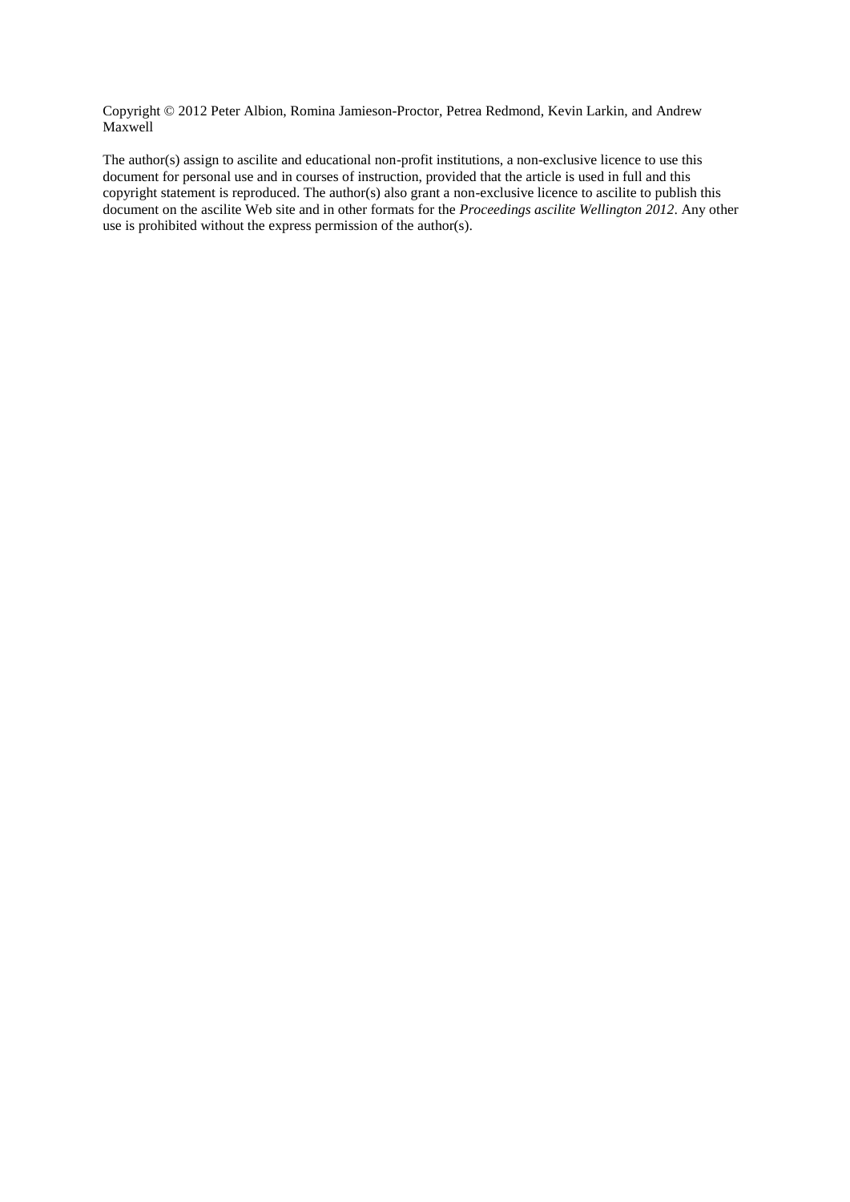Copyright © 2012 Peter Albion, Romina Jamieson-Proctor, Petrea Redmond, Kevin Larkin, and Andrew Maxwell

The author(s) assign to ascilite and educational non-profit institutions, a non-exclusive licence to use this document for personal use and in courses of instruction, provided that the article is used in full and this copyright statement is reproduced. The author(s) also grant a non-exclusive licence to ascilite to publish this document on the ascilite Web site and in other formats for the *Proceedings ascilite Wellington 2012*. Any other use is prohibited without the express permission of the author(s).